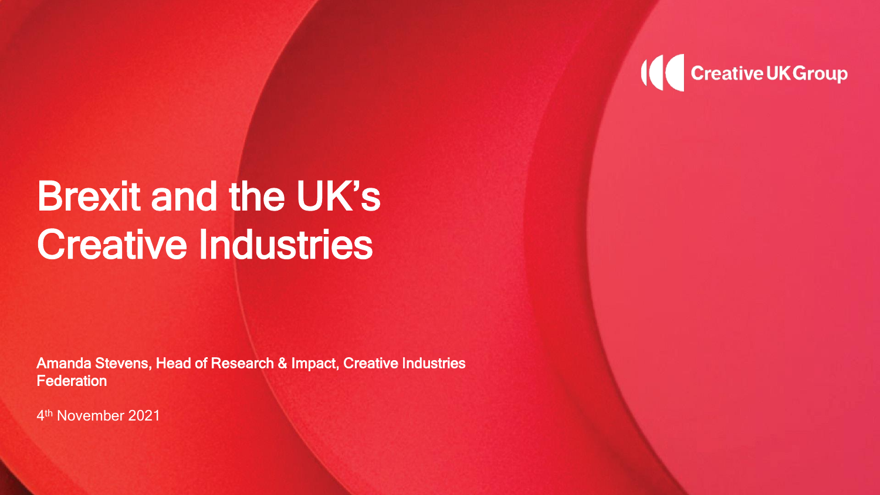Creative UK Group

# Brexit and the UK's Creative Industries

**Amanda Stevens, Head of Research & Impact, Creative Industries Federation**

4th November 2021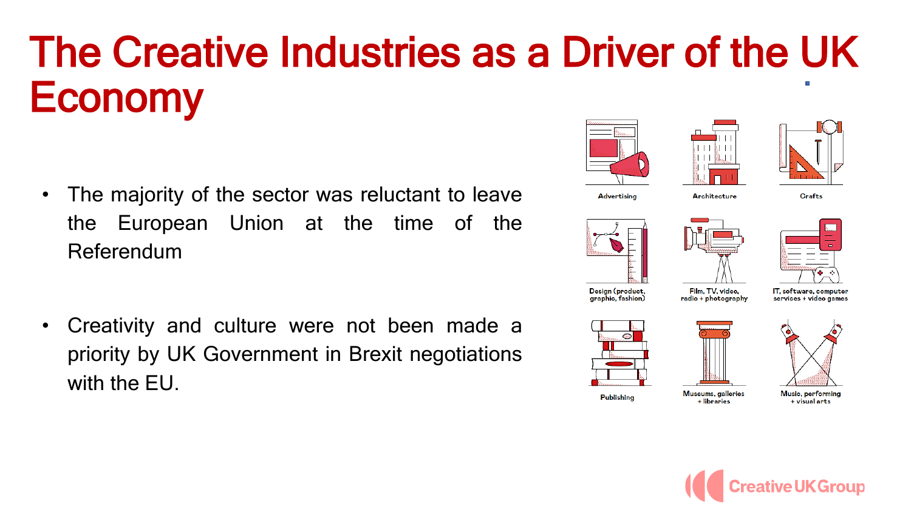# The Creative Industries as a Driver of the UK Economy

- The majority of the sector was reluctant to leave the European Union at the time of the Referendum
- Creativity and culture were not been made a priority by UK Government in Brexit negotiations with the EU.

Advertising

Architecture

Crafts

Design (product, graphic, fashion)

Film, TV, video, radio + photography

IT, software, computer services + video games

Publishing

Museums, galleries + libraries

Music, performing + visual arts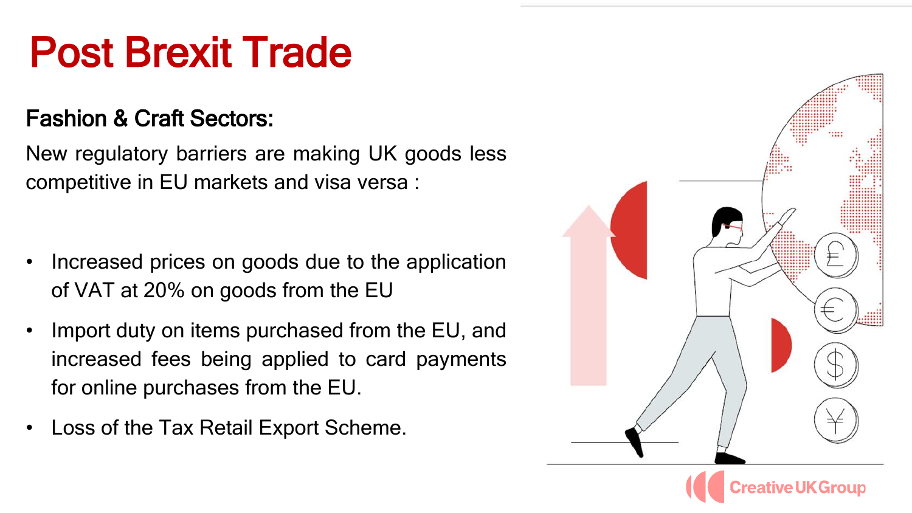# Post Brexit Trade

## Fashion & Craft Sectors:

New regulatory barriers are making UK goods less competitive in EU markets and visa versa :

- Increased prices on goods due to the application of VAT at 20% on goods from the EU
- Import duty on items purchased from the EU, and increased fees being applied to card payments for online purchases from the EU.
- Loss of the Tax Retail Export Scheme.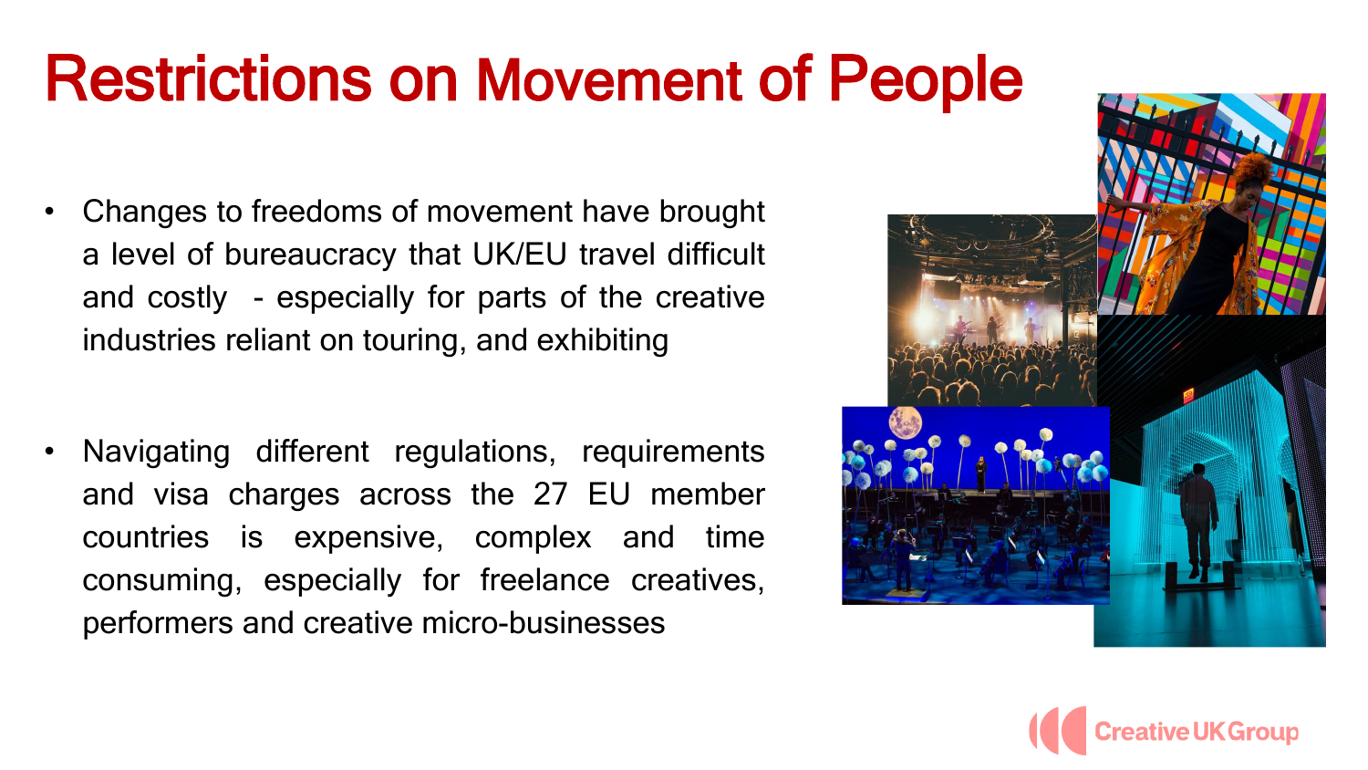# Restrictions on Movement of People

- Changes to freedoms of movement have brought a level of bureaucracy that UK/EU travel difficult and costly - especially for parts of the creative industries reliant on touring, and exhibiting

- Navigating different regulations, requirements and visa charges across the 27 EU member countries is expensive, complex and time consuming, especially for freelance creatives, performers and creative micro-businesses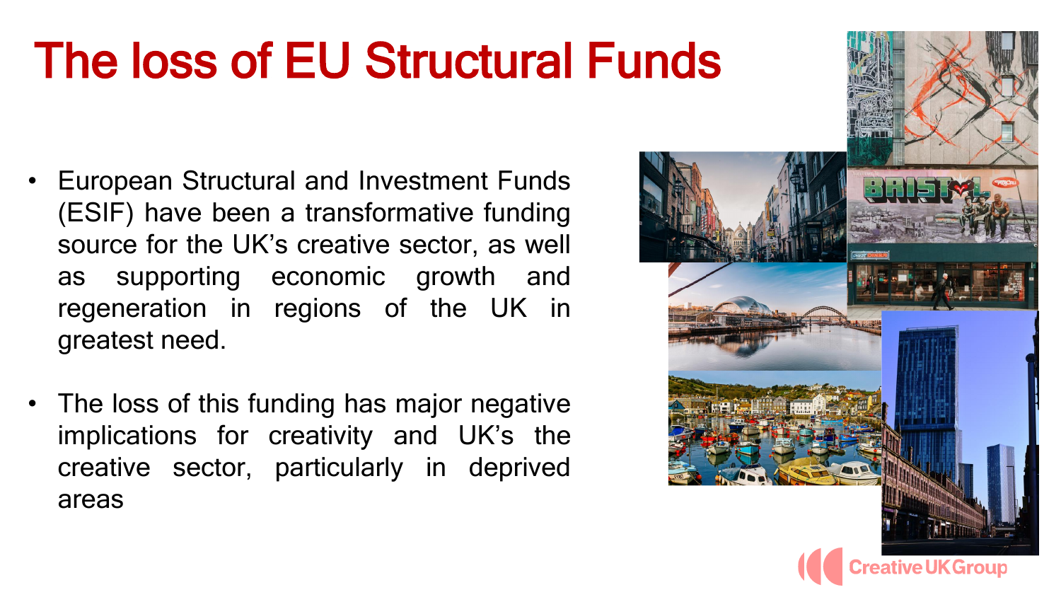# The loss of EU Structural Funds

- European Structural and Investment Funds (ESIF) have been a transformative funding source for the UK's creative sector, as well as supporting economic growth and regeneration in regions of the UK in greatest need.
- The loss of this funding has major negative implications for creativity and UK's the creative sector, particularly in deprived areas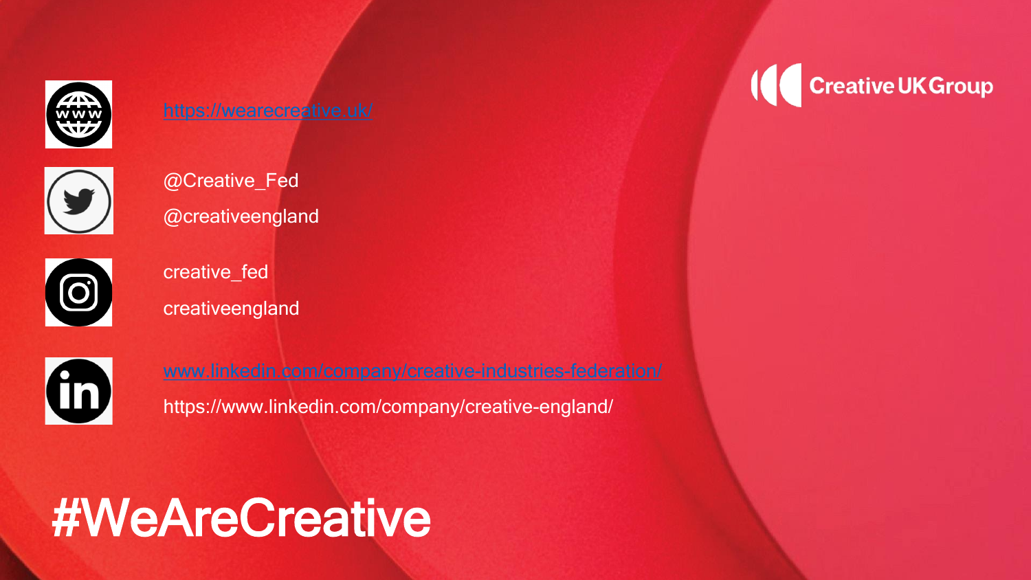Creative UK Group

https://wearecreative.uk/

@Creative_Fed

@creativeengland

creative_fed

creativeengland

www.linkedin.com/company/creative-industries-federation/

https://www.linkedin.com/company/creative-england/

# #WeAreCreative